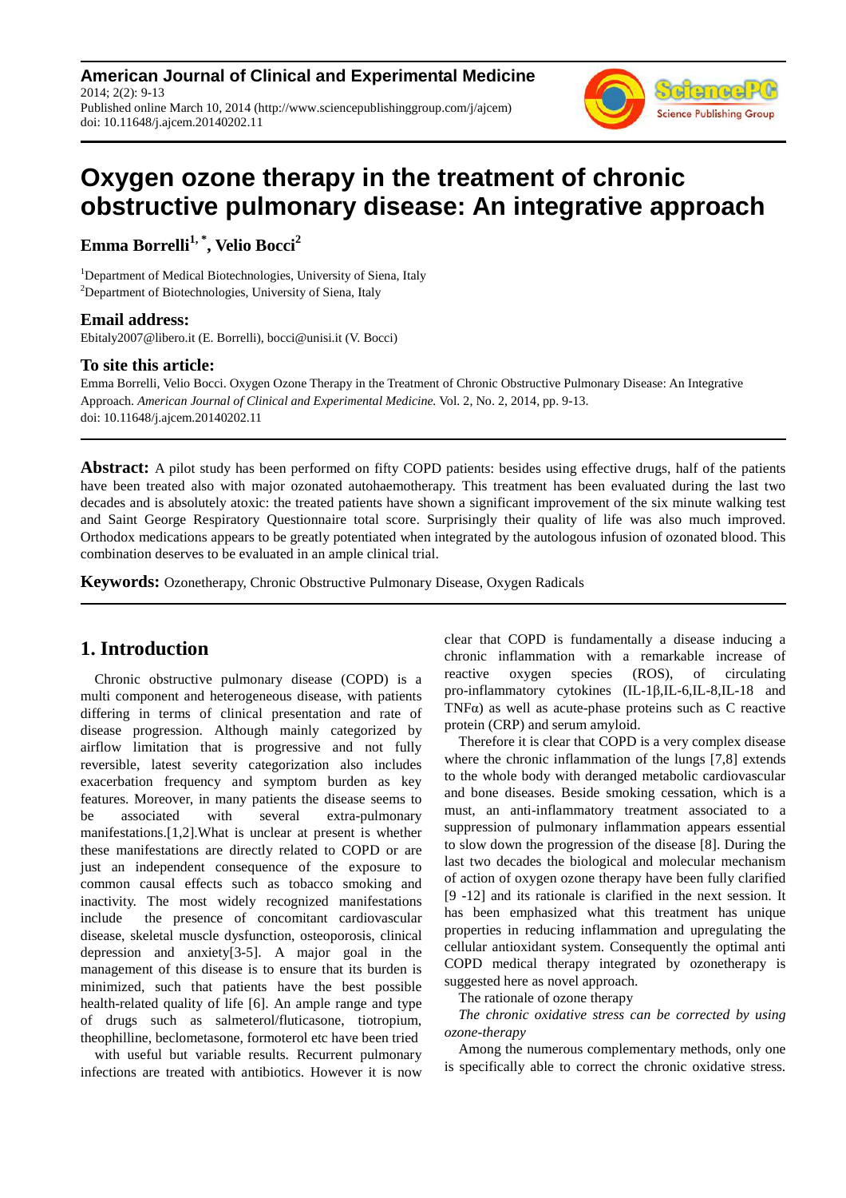**American Journal of Clinical and Experimental Medicine**
2014; 2(2): 9-13
Published online March 10, 2014 (http://www.sciencepublishinggroup.com/j/ajcem)
doi: 10.11648/j.ajcem.20140202.11

# Oxygen ozone therapy in the treatment of chronic obstructive pulmonary disease: An integrative approach

**Emma Borrelli[1, *], Velio Bocci[2]**

[1]Department of Medical Biotechnologies, University of Siena, Italy
[2]Department of Biotechnologies, University of Siena, Italy

### Email address:
Ebitaly2007@libero.it (E. Borrelli), bocci@unisi.it (V. Bocci)

### To site this article:
Emma Borrelli, Velio Bocci. Oxygen Ozone Therapy in the Treatment of Chronic Obstructive Pulmonary Disease: An Integrative Approach. *American Journal of Clinical and Experimental Medicine.* Vol. 2, No. 2, 2014, pp. 9-13.
doi: 10.11648/j.ajcem.20140202.11

---

**Abstract:** A pilot study has been performed on fifty COPD patients: besides using effective drugs, half of the patients have been treated also with major ozonated autohaemotherapy. This treatment has been evaluated during the last two decades and is absolutely atoxic: the treated patients have shown a significant improvement of the six minute walking test and Saint George Respiratory Questionnaire total score. Surprisingly their quality of life was also much improved. Orthodox medications appears to be greatly potentiated when integrated by the autologous infusion of ozonated blood. This combination deserves to be evaluated in an ample clinical trial.

**Keywords:** Ozonetherapy, Chronic Obstructive Pulmonary Disease, Oxygen Radicals

---

## 1. Introduction

Chronic obstructive pulmonary disease (COPD) is a multi component and heterogeneous disease, with patients differing in terms of clinical presentation and rate of disease progression. Although mainly categorized by airflow limitation that is progressive and not fully reversible, latest severity categorization also includes exacerbation frequency and symptom burden as key features. Moreover, in many patients the disease seems to be associated with several extra-pulmonary manifestations.[1,2].What is unclear at present is whether these manifestations are directly related to COPD or are just an independent consequence of the exposure to common causal effects such as tobacco smoking and inactivity. The most widely recognized manifestations include the presence of concomitant cardiovascular disease, skeletal muscle dysfunction, osteoporosis, clinical depression and anxiety[3-5]. A major goal in the management of this disease is to ensure that its burden is minimized, such that patients have the best possible health-related quality of life [6]. An ample range and type of drugs such as salmeterol/fluticasone, tiotropium, theophilline, beclometasone, formoterol etc have been tried with useful but variable results. Recurrent pulmonary infections are treated with antibiotics. However it is now clear that COPD is fundamentally a disease inducing a chronic inflammation with a remarkable increase of reactive oxygen species (ROS), of circulating pro-inflammatory cytokines (IL-1β,IL-6,IL-8,IL-18 and TNFα) as well as acute-phase proteins such as C reactive protein (CRP) and serum amyloid.

Therefore it is clear that COPD is a very complex disease where the chronic inflammation of the lungs [7,8] extends to the whole body with deranged metabolic cardiovascular and bone diseases. Beside smoking cessation, which is a must, an anti-inflammatory treatment associated to a suppression of pulmonary inflammation appears essential to slow down the progression of the disease [8]. During the last two decades the biological and molecular mechanism of action of oxygen ozone therapy have been fully clarified [9 -12] and its rationale is clarified in the next session. It has been emphasized what this treatment has unique properties in reducing inflammation and upregulating the cellular antioxidant system. Consequently the optimal anti COPD medical therapy integrated by ozonetherapy is suggested here as novel approach.

The rationale of ozone therapy

*The chronic oxidative stress can be corrected by using ozone-therapy*

Among the numerous complementary methods, only one is specifically able to correct the chronic oxidative stress.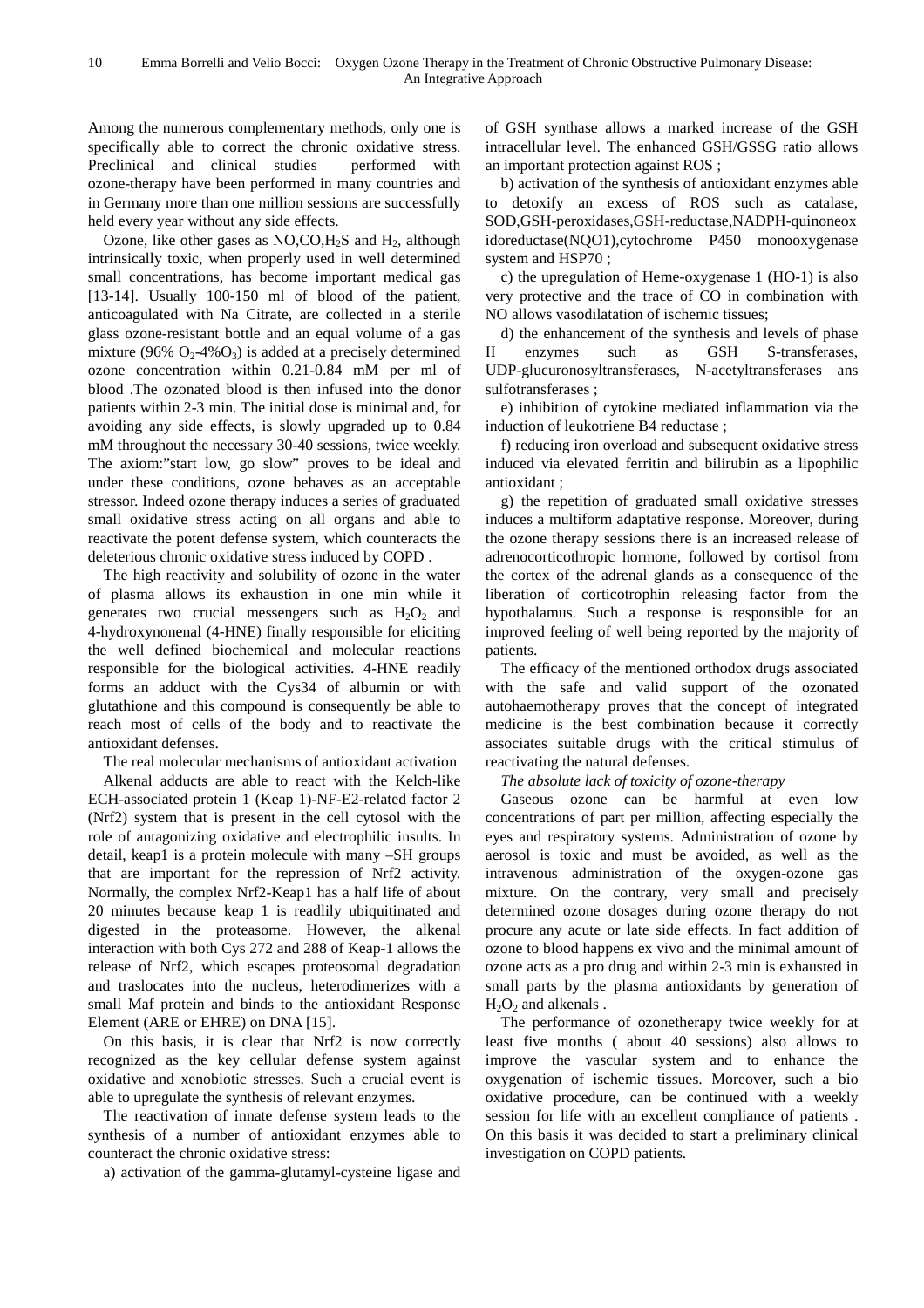Among the numerous complementary methods, only one is specifically able to correct the chronic oxidative stress. Preclinical and clinical studies performed with ozone-therapy have been performed in many countries and in Germany more than one million sessions are successfully held every year without any side effects.

Ozone, like other gases as NO,CO,$H_2S$ and $H_2$, although intrinsically toxic, when properly used in well determined small concentrations, has become important medical gas [13-14]. Usually 100-150 ml of blood of the patient, anticoagulated with Na Citrate, are collected in a sterile glass ozone-resistant bottle and an equal volume of a gas mixture (96% $O_2$-4%$O_3$) is added at a precisely determined ozone concentration within 0.21-0.84 mM per ml of blood .The ozonated blood is then infused into the donor patients within 2-3 min. The initial dose is minimal and, for avoiding any side effects, is slowly upgraded up to 0.84 mM throughout the necessary 30-40 sessions, twice weekly. The axiom:"start low, go slow" proves to be ideal and under these conditions, ozone behaves as an acceptable stressor. Indeed ozone therapy induces a series of graduated small oxidative stress acting on all organs and able to reactivate the potent defense system, which counteracts the deleterious chronic oxidative stress induced by COPD .

The high reactivity and solubility of ozone in the water of plasma allows its exhaustion in one min while it generates two crucial messengers such as $H_2O_2$ and 4-hydroxynonenal (4-HNE) finally responsible for eliciting the well defined biochemical and molecular reactions responsible for the biological activities. 4-HNE readily forms an adduct with the Cys34 of albumin or with glutathione and this compound is consequently be able to reach most of cells of the body and to reactivate the antioxidant defenses.

The real molecular mechanisms of antioxidant activation

Alkenal adducts are able to react with the Kelch-like ECH-associated protein 1 (Keap 1)-NF-E2-related factor 2 (Nrf2) system that is present in the cell cytosol with the role of antagonizing oxidative and electrophilic insults. In detail, keap1 is a protein molecule with many –SH groups that are important for the repression of Nrf2 activity. Normally, the complex Nrf2-Keap1 has a half life of about 20 minutes because keap 1 is readlily ubiquitinated and digested in the proteasome. However, the alkenal interaction with both Cys 272 and 288 of Keap-1 allows the release of Nrf2, which escapes proteosomal degradation and traslocates into the nucleus, heterodimerizes with a small Maf protein and binds to the antioxidant Response Element (ARE or EHRE) on DNA [15].

On this basis, it is clear that Nrf2 is now correctly recognized as the key cellular defense system against oxidative and xenobiotic stresses. Such a crucial event is able to upregulate the synthesis of relevant enzymes.

The reactivation of innate defense system leads to the synthesis of a number of antioxidant enzymes able to counteract the chronic oxidative stress:

a) activation of the gamma-glutamyl-cysteine ligase and of GSH synthase allows a marked increase of the GSH intracellular level. The enhanced GSH/GSSG ratio allows an important protection against ROS ;

b) activation of the synthesis of antioxidant enzymes able to detoxify an excess of ROS such as catalase, SOD,GSH-peroxidases,GSH-reductase,NADPH-quinoneox idoreductase(NQO1),cytochrome P450 monooxygenase system and HSP70 ;

c) the upregulation of Heme-oxygenase 1 (HO-1) is also very protective and the trace of CO in combination with NO allows vasodilatation of ischemic tissues;

d) the enhancement of the synthesis and levels of phase II enzymes such as GSH S-transferases, UDP-glucuronosyltransferases, N-acetyltransferases ans sulfotransferases ;

e) inhibition of cytokine mediated inflammation via the induction of leukotriene B4 reductase ;

f) reducing iron overload and subsequent oxidative stress induced via elevated ferritin and bilirubin as a lipophilic antioxidant ;

g) the repetition of graduated small oxidative stresses induces a multiform adaptative response. Moreover, during the ozone therapy sessions there is an increased release of adrenocorticothropic hormone, followed by cortisol from the cortex of the adrenal glands as a consequence of the liberation of corticotrophin releasing factor from the hypothalamus. Such a response is responsible for an improved feeling of well being reported by the majority of patients.

The efficacy of the mentioned orthodox drugs associated with the safe and valid support of the ozonated autohaemotherapy proves that the concept of integrated medicine is the best combination because it correctly associates suitable drugs with the critical stimulus of reactivating the natural defenses.

*The absolute lack of toxicity of ozone-therapy*

Gaseous ozone can be harmful at even low concentrations of part per million, affecting especially the eyes and respiratory systems. Administration of ozone by aerosol is toxic and must be avoided, as well as the intravenous administration of the oxygen-ozone gas mixture. On the contrary, very small and precisely determined ozone dosages during ozone therapy do not procure any acute or late side effects. In fact addition of ozone to blood happens ex vivo and the minimal amount of ozone acts as a pro drug and within 2-3 min is exhausted in small parts by the plasma antioxidants by generation of $H_2O_2$ and alkenals .

The performance of ozonetherapy twice weekly for at least five months ( about 40 sessions) also allows to improve the vascular system and to enhance the oxygenation of ischemic tissues. Moreover, such a bio oxidative procedure, can be continued with a weekly session for life with an excellent compliance of patients . On this basis it was decided to start a preliminary clinical investigation on COPD patients.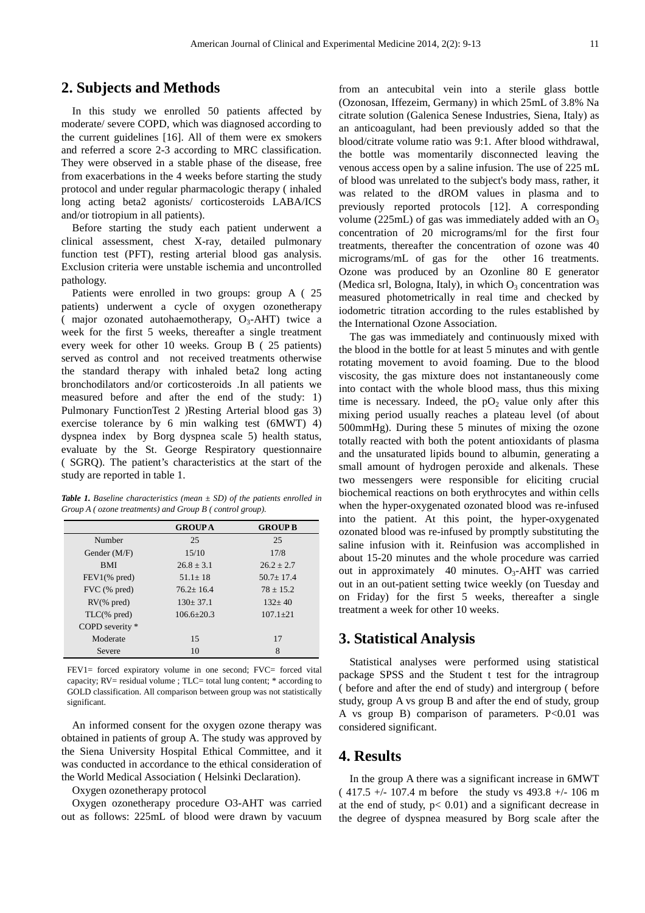## 2. Subjects and Methods

In this study we enrolled 50 patients affected by moderate/ severe COPD, which was diagnosed according to the current guidelines [16]. All of them were ex smokers and referred a score 2-3 according to MRC classification. They were observed in a stable phase of the disease, free from exacerbations in the 4 weeks before starting the study protocol and under regular pharmacologic therapy ( inhaled long acting beta2 agonists/ corticosteroids LABA/ICS and/or tiotropium in all patients).

Before starting the study each patient underwent a clinical assessment, chest X-ray, detailed pulmonary function test (PFT), resting arterial blood gas analysis. Exclusion criteria were unstable ischemia and uncontrolled pathology.

Patients were enrolled in two groups: group A ( 25 patients) underwent a cycle of oxygen ozonetherapy ( major ozonated autohaemotherapy, $O_3$-AHT) twice a week for the first 5 weeks, thereafter a single treatment every week for other 10 weeks. Group B ( 25 patients) served as control and not received treatments otherwise the standard therapy with inhaled beta2 long acting bronchodilators and/or corticosteroids .In all patients we measured before and after the end of the study: 1) Pulmonary FunctionTest 2 )Resting Arterial blood gas 3) exercise tolerance by 6 min walking test (6MWT) 4) dyspnea index by Borg dyspnea scale 5) health status, evaluate by the St. George Respiratory questionnaire ( SGRQ). The patient's characteristics at the start of the study are reported in table 1.

***Table 1.*** *Baseline characteristics (mean ± SD) of the patients enrolled in Group A ( ozone treatments) and Group B ( control group).*

| | GROUP A | GROUP B |
|---|---|---|
| Number | 25 | 25 |
| Gender (M/F) | 15/10 | 17/8 |
| BMI | 26.8 ± 3.1 | 26.2 ± 2.7 |
| FEV1(% pred) | 51.1± 18 | 50.7± 17.4 |
| FVC (% pred) | 76.2± 16.4 | 78 ± 15.2 |
| RV(% pred) | 130± 37.1 | 132± 40 |
| TLC(% pred) | 106.6±20.3 | 107.1±21 |
| COPD severity * | | |
| Moderate | 15 | 17 |
| Severe | 10 | 8 |

FEV1= forced expiratory volume in one second; FVC= forced vital capacity; RV= residual volume ; TLC= total lung content; * according to GOLD classification. All comparison between group was not statistically significant.

An informed consent for the oxygen ozone therapy was obtained in patients of group A. The study was approved by the Siena University Hospital Ethical Committee, and it was conducted in accordance to the ethical consideration of the World Medical Association ( Helsinki Declaration).

Oxygen ozonetherapy protocol

Oxygen ozonetherapy procedure O3-AHT was carried out as follows: 225mL of blood were drawn by vacuum from an antecubital vein into a sterile glass bottle (Ozonosan, Iffezeim, Germany) in which 25mL of 3.8% Na citrate solution (Galenica Senese Industries, Siena, Italy) as an anticoagulant, had been previously added so that the blood/citrate volume ratio was 9:1. After blood withdrawal, the bottle was momentarily disconnected leaving the venous access open by a saline infusion. The use of 225 mL of blood was unrelated to the subject's body mass, rather, it was related to the dROM values in plasma and to previously reported protocols [12]. A corresponding volume (225mL) of gas was immediately added with an $O_3$ concentration of 20 micrograms/ml for the first four treatments, thereafter the concentration of ozone was 40 micrograms/mL of gas for the other 16 treatments. Ozone was produced by an Ozonline 80 E generator (Medica srl, Bologna, Italy), in which $O_3$ concentration was measured photometrically in real time and checked by iodometric titration according to the rules established by the International Ozone Association.

The gas was immediately and continuously mixed with the blood in the bottle for at least 5 minutes and with gentle rotating movement to avoid foaming. Due to the blood viscosity, the gas mixture does not instantaneously come into contact with the whole blood mass, thus this mixing time is necessary. Indeed, the $pO_2$ value only after this mixing period usually reaches a plateau level (of about 500mmHg). During these 5 minutes of mixing the ozone totally reacted with both the potent antioxidants of plasma and the unsaturated lipids bound to albumin, generating a small amount of hydrogen peroxide and alkenals. These two messengers were responsible for eliciting crucial biochemical reactions on both erythrocytes and within cells when the hyper-oxygenated ozonated blood was re-infused into the patient. At this point, the hyper-oxygenated ozonated blood was re-infused by promptly substituting the saline infusion with it. Reinfusion was accomplished in about 15-20 minutes and the whole procedure was carried out in approximately 40 minutes. $O_3$-AHT was carried out in an out-patient setting twice weekly (on Tuesday and on Friday) for the first 5 weeks, thereafter a single treatment a week for other 10 weeks.

## 3. Statistical Analysis

Statistical analyses were performed using statistical package SPSS and the Student t test for the intragroup ( before and after the end of study) and intergroup ( before study, group A vs group B and after the end of study, group A vs group B) comparison of parameters. $P<0.01$ was considered significant.

## 4. Results

In the group A there was a significant increase in 6MWT ( 417.5 +/- 107.4 m before the study vs 493.8 +/- 106 m at the end of study, $p< 0.01$) and a significant decrease in the degree of dyspnea measured by Borg scale after the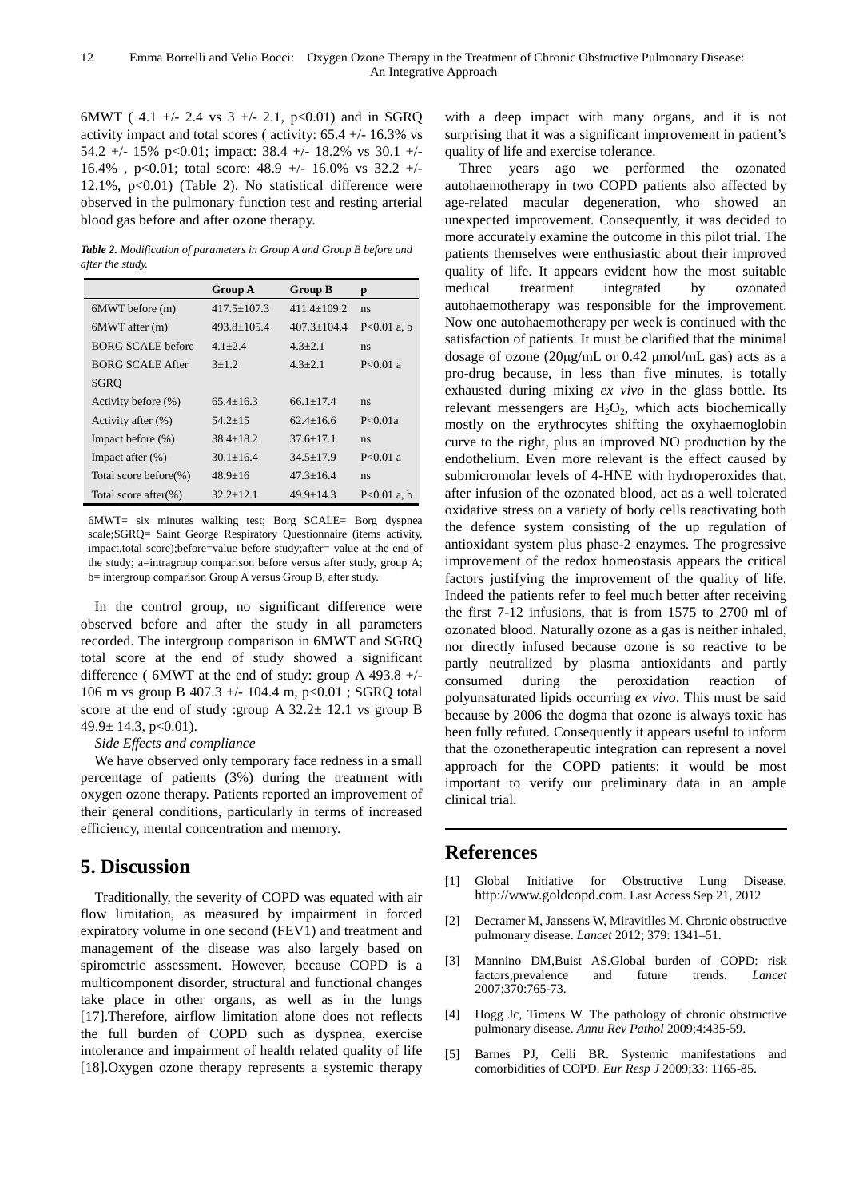6MWT ( 4.1 +/- 2.4 vs 3 +/- 2.1, $p<0.01$) and in SGRQ activity impact and total scores ( activity: 65.4 +/- 16.3% vs 54.2 +/- 15% $p<0.01$; impact: 38.4 +/- 18.2% vs 30.1 +/- 16.4% , $p<0.01$; total score: 48.9 +/- 16.0% vs 32.2 +/- 12.1%, $p<0.01$) (Table 2). No statistical difference were observed in the pulmonary function test and resting arterial blood gas before and after ozone therapy.

***Table 2.*** *Modification of parameters in Group A and Group B before and after the study.*

| | Group A | Group B | p |
|---|---|---|---|
| 6MWT before (m) | 417.5±107.3 | 411.4±109.2 | ns |
| 6MWT after (m) | 493.8±105.4 | 407.3±104.4 | P<0.01 a, b |
| BORG SCALE before | 4.1±2.4 | 4.3±2.1 | ns |
| BORG SCALE After | 3±1.2 | 4.3±2.1 | P<0.01 a |
| SGRQ | | | |
| Activity before (%) | 65.4±16.3 | 66.1±17.4 | ns |
| Activity after (%) | 54.2±15 | 62.4±16.6 | P<0.01a |
| Impact before (%) | 38.4±18.2 | 37.6±17.1 | ns |
| Impact after (%) | 30.1±16.4 | 34.5±17.9 | P<0.01 a |
| Total score before(%) | 48.9±16 | 47.3±16.4 | ns |
| Total score after(%) | 32.2±12.1 | 49.9±14.3 | P<0.01 a, b |

6MWT= six minutes walking test; Borg SCALE= Borg dyspnea scale;SGRQ= Saint George Respiratory Questionnaire (items activity, impact,total score);before=value before study;after= value at the end of the study; a=intragroup comparison before versus after study, group A; b= intergroup comparison Group A versus Group B, after study.

In the control group, no significant difference were observed before and after the study in all parameters recorded. The intergroup comparison in 6MWT and SGRQ total score at the end of study showed a significant difference ( 6MWT at the end of study: group A 493.8 +/- 106 m vs group B 407.3 +/- 104.4 m, $p<0.01$ ; SGRQ total score at the end of study :group A 32.2± 12.1 vs group B 49.9± 14.3, $p<0.01$).

*Side Effects and compliance*

We have observed only temporary face redness in a small percentage of patients (3%) during the treatment with oxygen ozone therapy. Patients reported an improvement of their general conditions, particularly in terms of increased efficiency, mental concentration and memory.

## 5. Discussion

Traditionally, the severity of COPD was equated with air flow limitation, as measured by impairment in forced expiratory volume in one second (FEV1) and treatment and management of the disease was also largely based on spirometric assessment. However, because COPD is a multicomponent disorder, structural and functional changes take place in other organs, as well as in the lungs [17].Therefore, airflow limitation alone does not reflects the full burden of COPD such as dyspnea, exercise intolerance and impairment of health related quality of life [18].Oxygen ozone therapy represents a systemic therapy with a deep impact with many organs, and it is not surprising that it was a significant improvement in patient's quality of life and exercise tolerance.

Three years ago we performed the ozonated autohaemotherapy in two COPD patients also affected by age-related macular degeneration, who showed an unexpected improvement. Consequently, it was decided to more accurately examine the outcome in this pilot trial. The patients themselves were enthusiastic about their improved quality of life. It appears evident how the most suitable medical treatment integrated by ozonated autohaemotherapy was responsible for the improvement. Now one autohaemotherapy per week is continued with the satisfaction of patients. It must be clarified that the minimal dosage of ozone (20μg/mL or 0.42 μmol/mL gas) acts as a pro-drug because, in less than five minutes, is totally exhausted during mixing *ex vivo* in the glass bottle. Its relevant messengers are $H_2O_2$, which acts biochemically mostly on the erythrocytes shifting the oxyhaemoglobin curve to the right, plus an improved NO production by the endothelium. Even more relevant is the effect caused by submicromolar levels of 4-HNE with hydroperoxides that, after infusion of the ozonated blood, act as a well tolerated oxidative stress on a variety of body cells reactivating both the defence system consisting of the up regulation of antioxidant system plus phase-2 enzymes. The progressive improvement of the redox homeostasis appears the critical factors justifying the improvement of the quality of life. Indeed the patients refer to feel much better after receiving the first 7-12 infusions, that is from 1575 to 2700 ml of ozonated blood. Naturally ozone as a gas is neither inhaled, nor directly infused because ozone is so reactive to be partly neutralized by plasma antioxidants and partly consumed during the peroxidation reaction of polyunsaturated lipids occurring *ex vivo*. This must be said because by 2006 the dogma that ozone is always toxic has been fully refuted. Consequently it appears useful to inform that the ozonetherapeutic integration can represent a novel approach for the COPD patients: it would be most important to verify our preliminary data in an ample clinical trial.

## References

[1] Global Initiative for Obstructive Lung Disease. http://www.goldcopd.com. Last Access Sep 21, 2012

[2] Decramer M, Janssens W, Miravitlles M. Chronic obstructive pulmonary disease. *Lancet* 2012; 379: 1341–51.

[3] Mannino DM,Buist AS.Global burden of COPD: risk factors,prevalence and future trends. *Lancet* 2007;370:765-73.

[4] Hogg Jc, Timens W. The pathology of chronic obstructive pulmonary disease. *Annu Rev Pathol* 2009;4:435-59.

[5] Barnes PJ, Celli BR. Systemic manifestations and comorbidities of COPD. *Eur Resp J* 2009;33: 1165-85.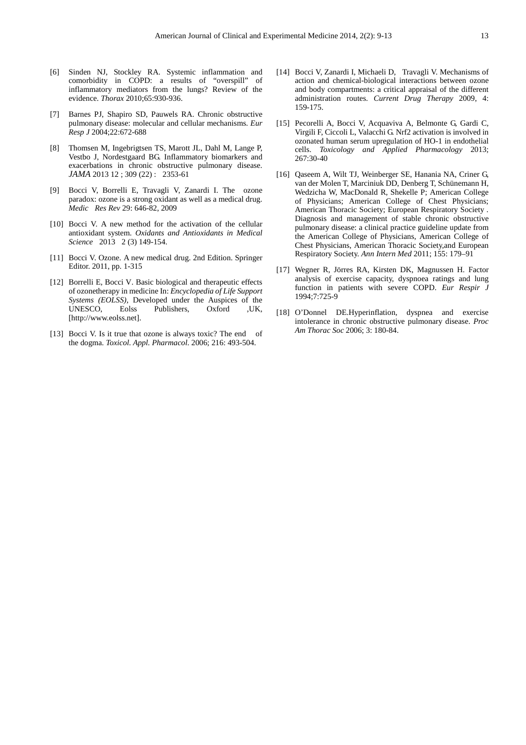[6] Sinden NJ, Stockley RA. Systemic inflammation and comorbidity in COPD: a results of "overspill" of inflammatory mediators from the lungs? Review of the evidence. *Thorax* 2010;65:930-936.

[7] Barnes PJ, Shapiro SD, Pauwels RA. Chronic obstructive pulmonary disease: molecular and cellular mechanisms. *Eur Resp J* 2004;22:672-688

[8] Thomsen M, Ingebrigtsen TS, Marott JL, Dahl M, Lange P, Vestbo J, Nordestgaard BG. Inflammatory biomarkers and exacerbations in chronic obstructive pulmonary disease. *JAMA* 2013 12 ; 309 (22) : 2353-61

[9] Bocci V, Borrelli E, Travagli V, Zanardi I. The ozone paradox: ozone is a strong oxidant as well as a medical drug. *Medic Res Rev* 29: 646-82, 2009

[10] Bocci V. A new method for the activation of the cellular antioxidant system. *Oxidants and Antioxidants in Medical Science* 2013 2 (3) 149-154.

[11] Bocci V. Ozone. A new medical drug. 2nd Edition. Springer Editor. 2011, pp. 1-315

[12] Borrelli E, Bocci V. Basic biological and therapeutic effects of ozonetherapy in medicine In: *Encyclopedia of Life Support Systems (EOLSS)*, Developed under the Auspices of the UNESCO, Eolss Publishers, Oxford ,UK, [http://www.eolss.net].

[13] Bocci V. Is it true that ozone is always toxic? The end of the dogma. *Toxicol. Appl. Pharmacol.* 2006; 216: 493-504.

[14] Bocci V, Zanardi I, Michaeli D, Travagli V. Mechanisms of action and chemical-biological interactions between ozone and body compartments: a critical appraisal of the different administration routes. *Current Drug Therapy* 2009, 4: 159-175.

[15] Pecorelli A, Bocci V, Acquaviva A, Belmonte G, Gardi C, Virgili F, Ciccoli L, Valacchi G. Nrf2 activation is involved in ozonated human serum upregulation of HO-1 in endothelial cells. *Toxicology and Applied Pharmacology* 2013; 267:30-40

[16] Qaseem A, Wilt TJ, Weinberger SE, Hanania NA, Criner G, van der Molen T, Marciniuk DD, Denberg T, Schünemann H, Wedzicha W, MacDonald R, Shekelle P; American College of Physicians; American College of Chest Physicians; American Thoracic Society; European Respiratory Society . Diagnosis and management of stable chronic obstructive pulmonary disease: a clinical practice guideline update from the American College of Physicians, American College of Chest Physicians, American Thoracic Society,and European Respiratory Society. *Ann Intern Med* 2011; 155: 179–91

[17] Wegner R, Jörres RA, Kirsten DK, Magnussen H. Factor analysis of exercise capacity, dyspnoea ratings and lung function in patients with severe COPD. *Eur Respir J* 1994;7:725-9

[18] O'Donnel DE.Hyperinflation, dyspnea and exercise intolerance in chronic obstructive pulmonary disease. *Proc Am Thorac Soc* 2006; 3: 180-84.